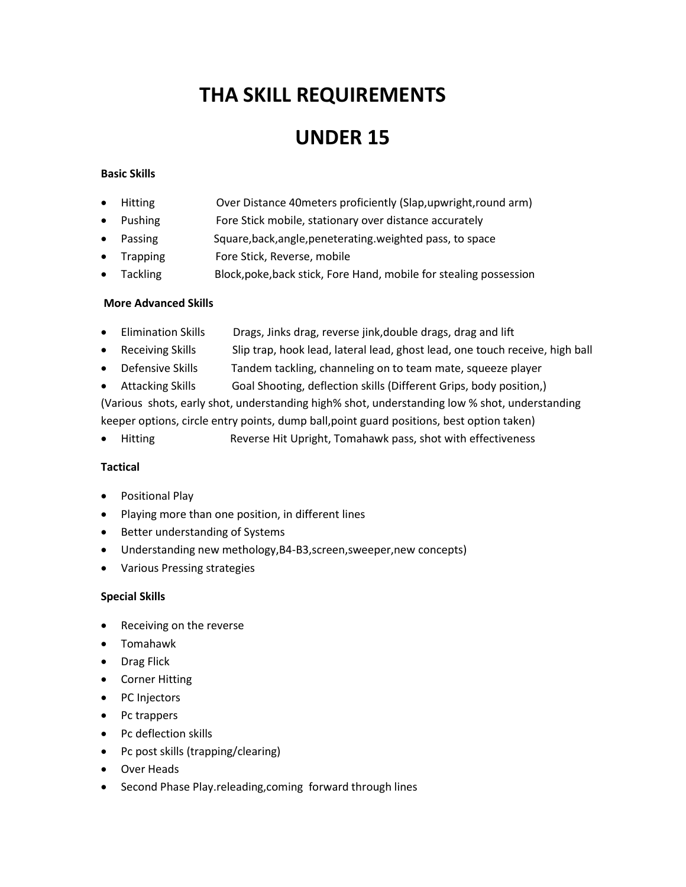# THA SKILL REQUIREMENTS

# UNDER 15

**Basic Skills**

- Hitting Over Distance 40meters proficiently (Slap,upwright,round arm)
- Pushing Fore Stick mobile, stationary over distance accurately
- Passing Square,back,angle,peneterating.weighted pass, to space
- Trapping Fore Stick, Reverse, mobile
- Tackling Block,poke,back stick, Fore Hand, mobile for stealing possession

**More Advanced Skills**

- Elimination Skills Drags, Jinks drag, reverse jink,double drags, drag and lift
- Receiving Skills Slip trap, hook lead, lateral lead, ghost lead, one touch receive, high ball
- Defensive Skills Tandem tackling, channeling on to team mate, squeeze player
- Attacking Skills Goal Shooting, deflection skills (Different Grips, body position,)

(Various shots, early shot, understanding high% shot, understanding low % shot, understanding keeper options, circle entry points, dump ball,point guard positions, best option taken)

- Hitting Reverse Hit Upright, Tomahawk pass, shot with effectiveness

**Tactical**

- Positional Play
- Playing more than one position, in different lines
- Better understanding of Systems
- Understanding new methology,B4-B3,screen,sweeper,new concepts)
- Various Pressing strategies

**Special Skills**

- Receiving on the reverse
- Tomahawk
- Drag Flick
- Corner Hitting
- PC Injectors
- Pc trappers
- Pc deflection skills
- Pc post skills (trapping/clearing)
- Over Heads
- Second Phase Play.releading,coming forward through lines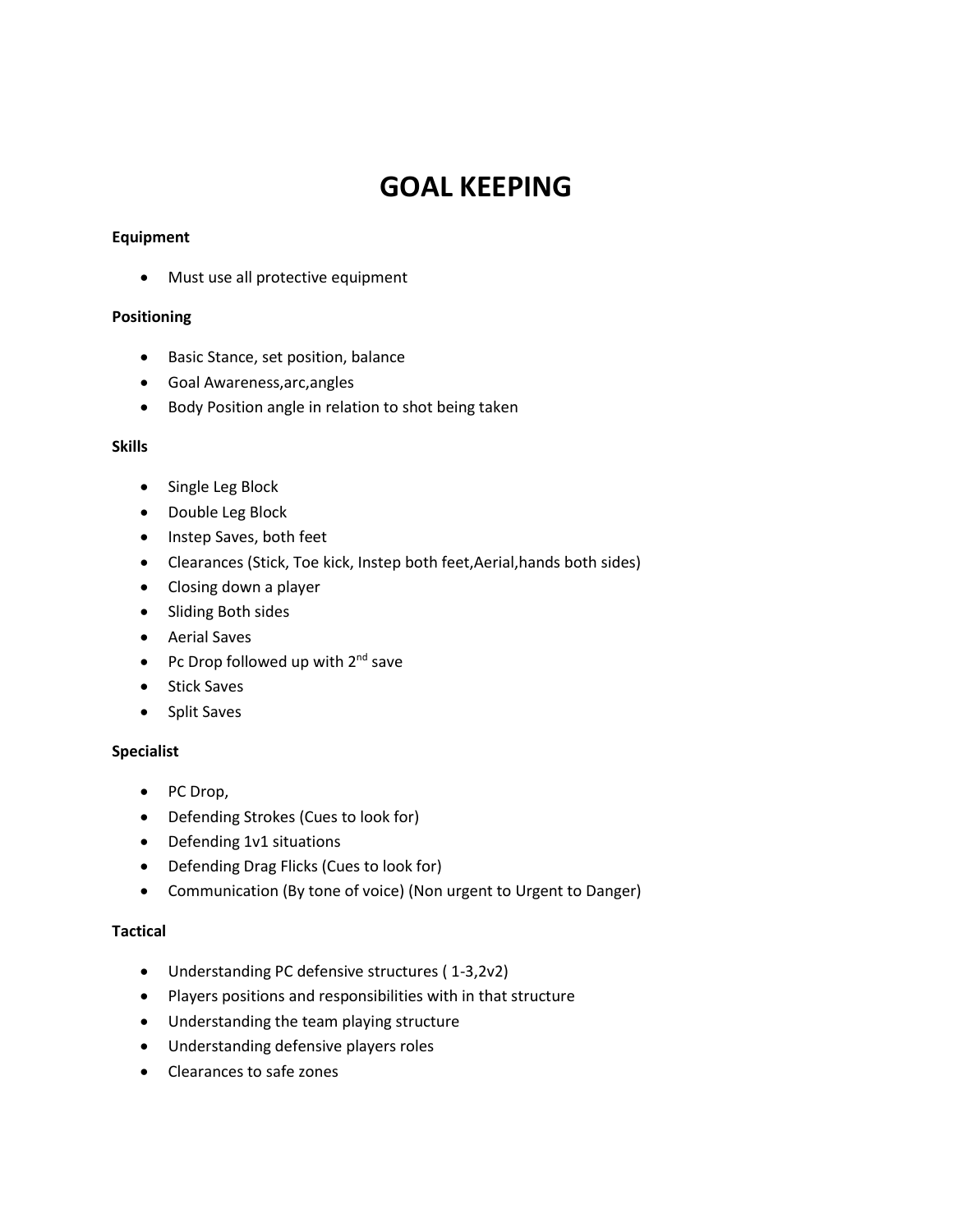# GOAL KEEPING

**Equipment**

- Must use all protective equipment

**Positioning**

- Basic Stance, set position, balance
- Goal Awareness,arc,angles
- Body Position angle in relation to shot being taken

**Skills**

- Single Leg Block
- Double Leg Block
- Instep Saves, both feet
- Clearances (Stick, Toe kick, Instep both feet,Aerial,hands both sides)
- Closing down a player
- Sliding Both sides
- Aerial Saves
- Pc Drop followed up with 2nd save
- Stick Saves
- Split Saves

**Specialist**

- PC Drop,
- Defending Strokes (Cues to look for)
- Defending 1v1 situations
- Defending Drag Flicks (Cues to look for)
- Communication (By tone of voice) (Non urgent to Urgent to Danger)

**Tactical**

- Understanding PC defensive structures ( 1-3,2v2)
- Players positions and responsibilities with in that structure
- Understanding the team playing structure
- Understanding defensive players roles
- Clearances to safe zones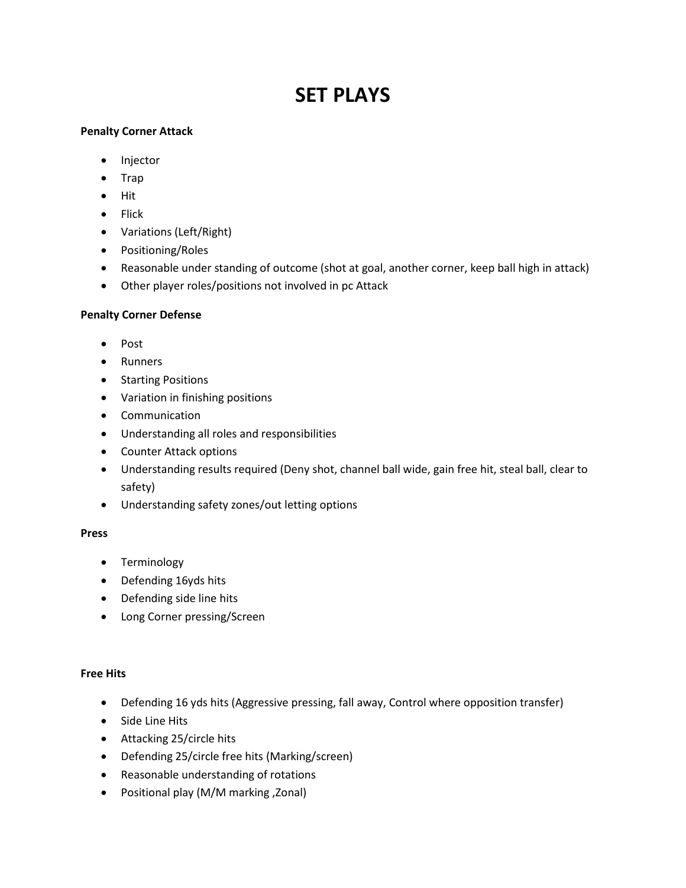# SET PLAYS

**Penalty Corner Attack**

- Injector
- Trap
- Hit
- Flick
- Variations (Left/Right)
- Positioning/Roles
- Reasonable under standing of outcome (shot at goal, another corner, keep ball high in attack)
- Other player roles/positions not involved in pc Attack

**Penalty Corner Defense**

- Post
- Runners
- Starting Positions
- Variation in finishing positions
- Communication
- Understanding all roles and responsibilities
- Counter Attack options
- Understanding results required (Deny shot, channel ball wide, gain free hit, steal ball, clear to safety)
- Understanding safety zones/out letting options

**Press**

- Terminology
- Defending 16yds hits
- Defending side line hits
- Long Corner pressing/Screen

**Free Hits**

- Defending 16 yds hits (Aggressive pressing, fall away, Control where opposition transfer)
- Side Line Hits
- Attacking 25/circle hits
- Defending 25/circle free hits (Marking/screen)
- Reasonable understanding of rotations
- Positional play (M/M marking ,Zonal)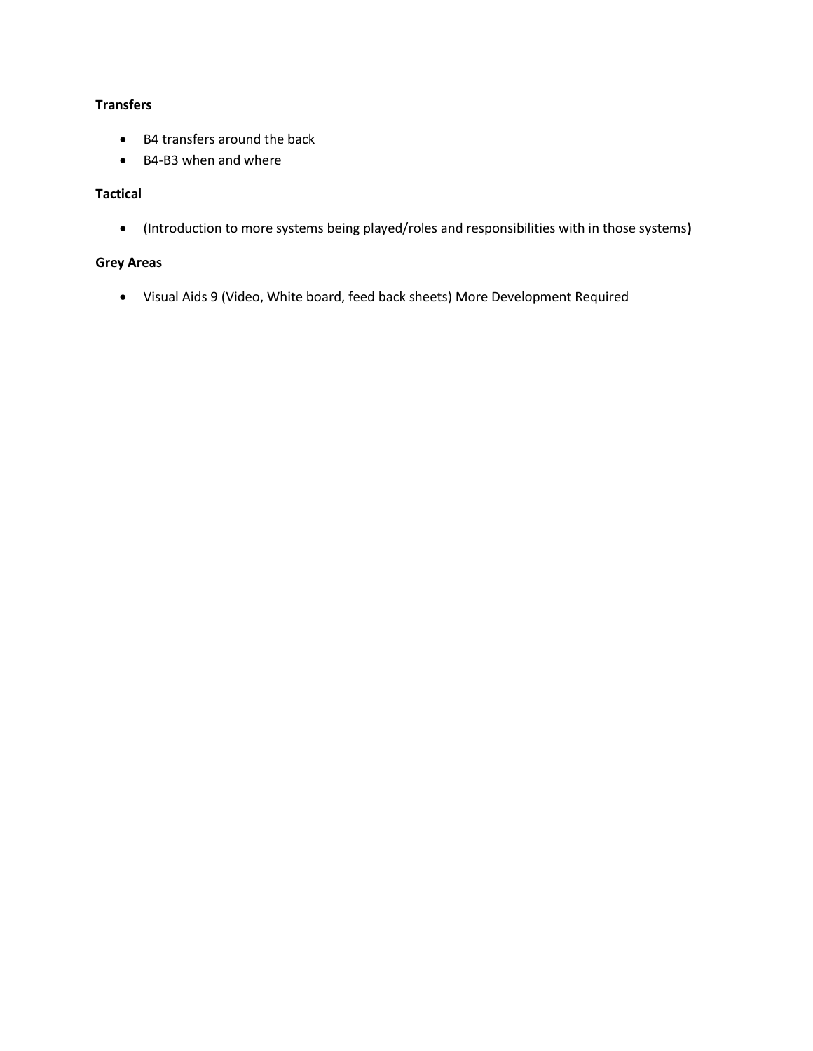**Transfers**

- B4 transfers around the back
- B4-B3 when and where

**Tactical**

- (Introduction to more systems being played/roles and responsibilities with in those systems**)**

**Grey Areas**

- Visual Aids 9 (Video, White board, feed back sheets) More Development Required